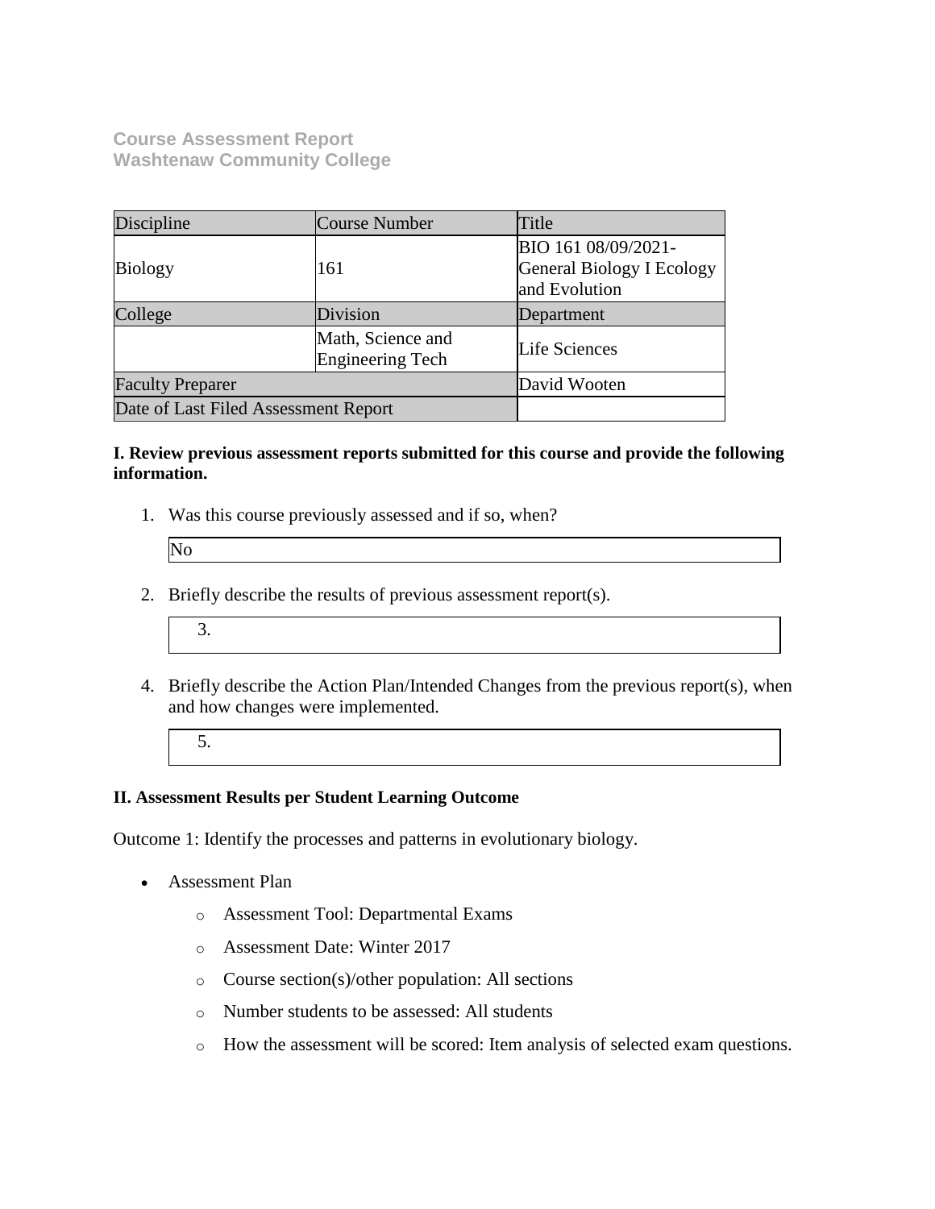**Course Assessment Report**
**Washtenaw Community College**

| Discipline | Course Number | Title |
|---|---|---|
| Biology | 161 | BIO 161 08/09/2021- General Biology I Ecology and Evolution |
| College | Division | Department |
| | Math, Science and Engineering Tech | Life Sciences |
| Faculty Preparer | | David Wooten |
| Date of Last Filed Assessment Report | | |

**I. Review previous assessment reports submitted for this course and provide the following information.**

1. Was this course previously assessed and if so, when?

   No

2. Briefly describe the results of previous assessment report(s).

   3.

4. Briefly describe the Action Plan/Intended Changes from the previous report(s), when and how changes were implemented.

   5.

**II. Assessment Results per Student Learning Outcome**

Outcome 1: Identify the processes and patterns in evolutionary biology.

- Assessment Plan
  - Assessment Tool: Departmental Exams
  - Assessment Date: Winter 2017
  - Course section(s)/other population: All sections
  - Number students to be assessed: All students
  - How the assessment will be scored: Item analysis of selected exam questions.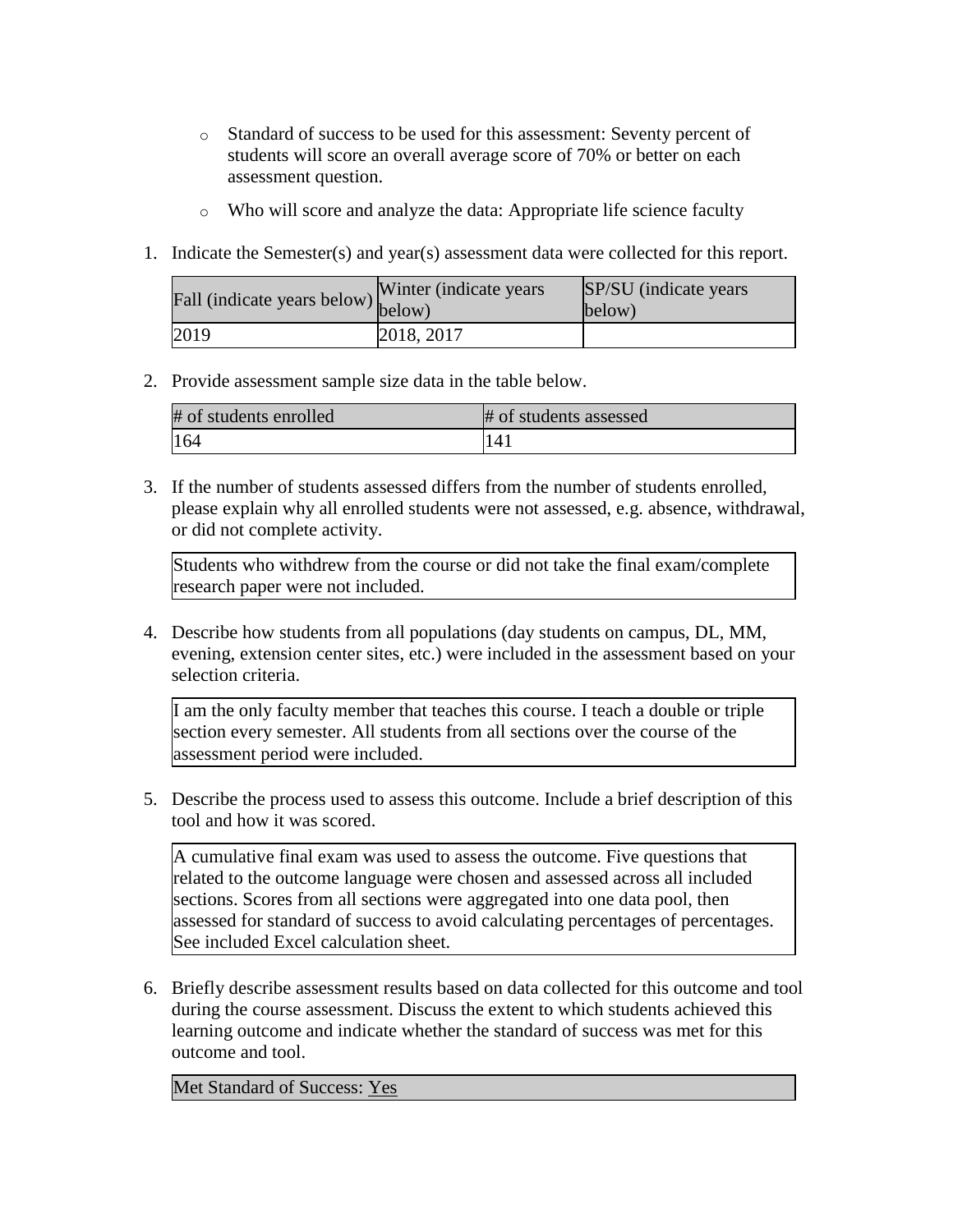- Standard of success to be used for this assessment: Seventy percent of students will score an overall average score of 70% or better on each assessment question.
- Who will score and analyze the data: Appropriate life science faculty

1. Indicate the Semester(s) and year(s) assessment data were collected for this report.

| Fall (indicate years below) | Winter (indicate years below) | SP/SU (indicate years below) |
|---|---|---|
| 2019 | 2018, 2017 | |

2. Provide assessment sample size data in the table below.

| # of students enrolled | # of students assessed |
|---|---|
| 164 | 141 |

3. If the number of students assessed differs from the number of students enrolled, please explain why all enrolled students were not assessed, e.g. absence, withdrawal, or did not complete activity.

| Students who withdrew from the course or did not take the final exam/complete research paper were not included. |
|---|

4. Describe how students from all populations (day students on campus, DL, MM, evening, extension center sites, etc.) were included in the assessment based on your selection criteria.

| I am the only faculty member that teaches this course. I teach a double or triple section every semester. All students from all sections over the course of the assessment period were included. |
|---|

5. Describe the process used to assess this outcome. Include a brief description of this tool and how it was scored.

| A cumulative final exam was used to assess the outcome. Five questions that related to the outcome language were chosen and assessed across all included sections. Scores from all sections were aggregated into one data pool, then assessed for standard of success to avoid calculating percentages of percentages. See included Excel calculation sheet. |
|---|

6. Briefly describe assessment results based on data collected for this outcome and tool during the course assessment. Discuss the extent to which students achieved this learning outcome and indicate whether the standard of success was met for this outcome and tool.

| Met Standard of Success: Yes |
|---|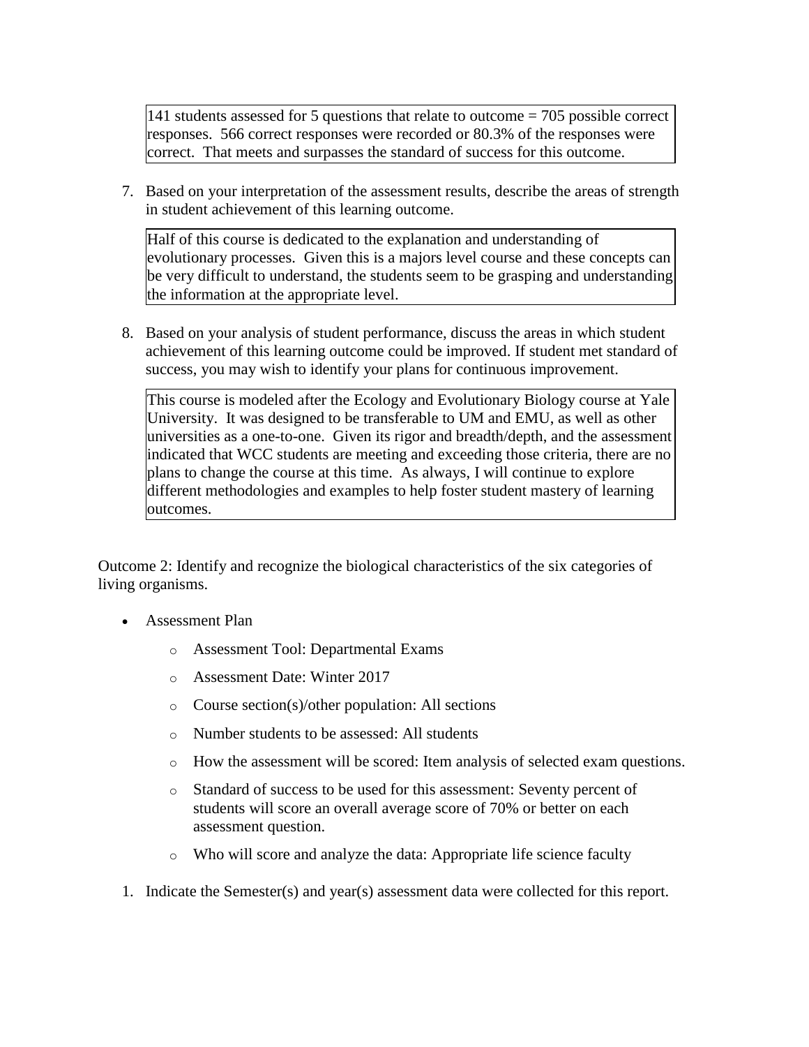141 students assessed for 5 questions that relate to outcome = 705 possible correct responses. 566 correct responses were recorded or 80.3% of the responses were correct. That meets and surpasses the standard of success for this outcome.

7. Based on your interpretation of the assessment results, describe the areas of strength in student achievement of this learning outcome.

Half of this course is dedicated to the explanation and understanding of evolutionary processes. Given this is a majors level course and these concepts can be very difficult to understand, the students seem to be grasping and understanding the information at the appropriate level.

8. Based on your analysis of student performance, discuss the areas in which student achievement of this learning outcome could be improved. If student met standard of success, you may wish to identify your plans for continuous improvement.

This course is modeled after the Ecology and Evolutionary Biology course at Yale University. It was designed to be transferable to UM and EMU, as well as other universities as a one-to-one. Given its rigor and breadth/depth, and the assessment indicated that WCC students are meeting and exceeding those criteria, there are no plans to change the course at this time. As always, I will continue to explore different methodologies and examples to help foster student mastery of learning outcomes.

Outcome 2: Identify and recognize the biological characteristics of the six categories of living organisms.

- Assessment Plan
    - Assessment Tool: Departmental Exams
    - Assessment Date: Winter 2017
    - Course section(s)/other population: All sections
    - Number students to be assessed: All students
    - How the assessment will be scored: Item analysis of selected exam questions.
    - Standard of success to be used for this assessment: Seventy percent of students will score an overall average score of 70% or better on each assessment question.
    - Who will score and analyze the data: Appropriate life science faculty

1. Indicate the Semester(s) and year(s) assessment data were collected for this report.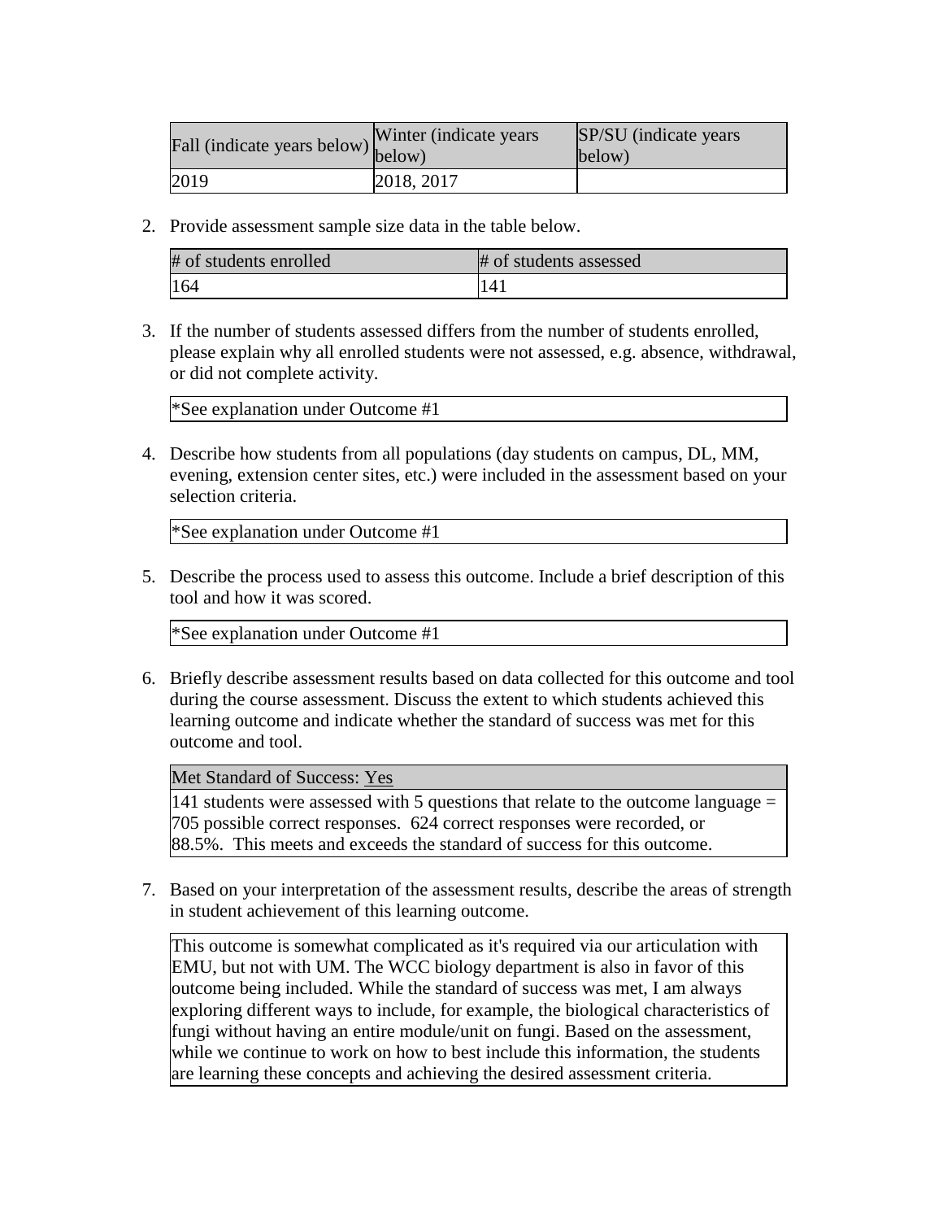| Fall (indicate years below) | Winter (indicate years below) | SP/SU (indicate years below) |
| --- | --- | --- |
| 2019 | 2018, 2017 | |

2. Provide assessment sample size data in the table below.

| # of students enrolled | # of students assessed |
| --- | --- |
| 164 | 141 |

3. If the number of students assessed differs from the number of students enrolled, please explain why all enrolled students were not assessed, e.g. absence, withdrawal, or did not complete activity.

| *See explanation under Outcome #1 |
| --- |

4. Describe how students from all populations (day students on campus, DL, MM, evening, extension center sites, etc.) were included in the assessment based on your selection criteria.

| *See explanation under Outcome #1 |
| --- |

5. Describe the process used to assess this outcome. Include a brief description of this tool and how it was scored.

| *See explanation under Outcome #1 |
| --- |

6. Briefly describe assessment results based on data collected for this outcome and tool during the course assessment. Discuss the extent to which students achieved this learning outcome and indicate whether the standard of success was met for this outcome and tool.

| Met Standard of Success: Yes |
| --- |
| 141 students were assessed with 5 questions that relate to the outcome language = 705 possible correct responses. 624 correct responses were recorded, or 88.5%. This meets and exceeds the standard of success for this outcome. |

7. Based on your interpretation of the assessment results, describe the areas of strength in student achievement of this learning outcome.

| This outcome is somewhat complicated as it's required via our articulation with EMU, but not with UM. The WCC biology department is also in favor of this outcome being included. While the standard of success was met, I am always exploring different ways to include, for example, the biological characteristics of fungi without having an entire module/unit on fungi. Based on the assessment, while we continue to work on how to best include this information, the students are learning these concepts and achieving the desired assessment criteria. |
| --- |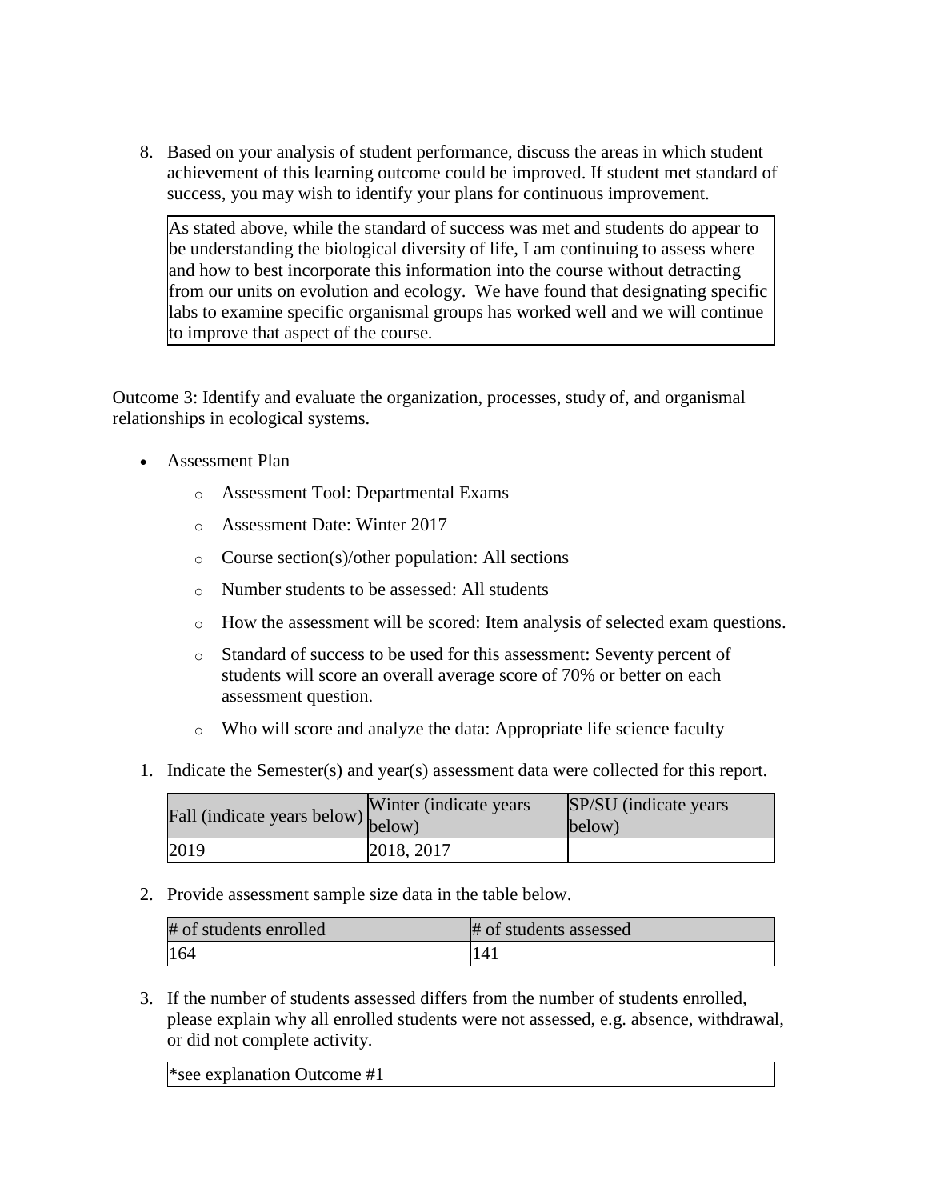8. Based on your analysis of student performance, discuss the areas in which student achievement of this learning outcome could be improved. If student met standard of success, you may wish to identify your plans for continuous improvement.

| As stated above, while the standard of success was met and students do appear to be understanding the biological diversity of life, I am continuing to assess where and how to best incorporate this information into the course without detracting from our units on evolution and ecology. We have found that designating specific labs to examine specific organismal groups has worked well and we will continue to improve that aspect of the course. |
|---|

Outcome 3: Identify and evaluate the organization, processes, study of, and organismal relationships in ecological systems.

- Assessment Plan
  - Assessment Tool: Departmental Exams
  - Assessment Date: Winter 2017
  - Course section(s)/other population: All sections
  - Number students to be assessed: All students
  - How the assessment will be scored: Item analysis of selected exam questions.
  - Standard of success to be used for this assessment: Seventy percent of students will score an overall average score of 70% or better on each assessment question.
  - Who will score and analyze the data: Appropriate life science faculty

1. Indicate the Semester(s) and year(s) assessment data were collected for this report.

| Fall (indicate years below) | Winter (indicate years below) | SP/SU (indicate years below) |
|---|---|---|
| 2019 | 2018, 2017 | |

2. Provide assessment sample size data in the table below.

| # of students enrolled | # of students assessed |
|---|---|
| 164 | 141 |

3. If the number of students assessed differs from the number of students enrolled, please explain why all enrolled students were not assessed, e.g. absence, withdrawal, or did not complete activity.

| *see explanation Outcome #1 |
|---|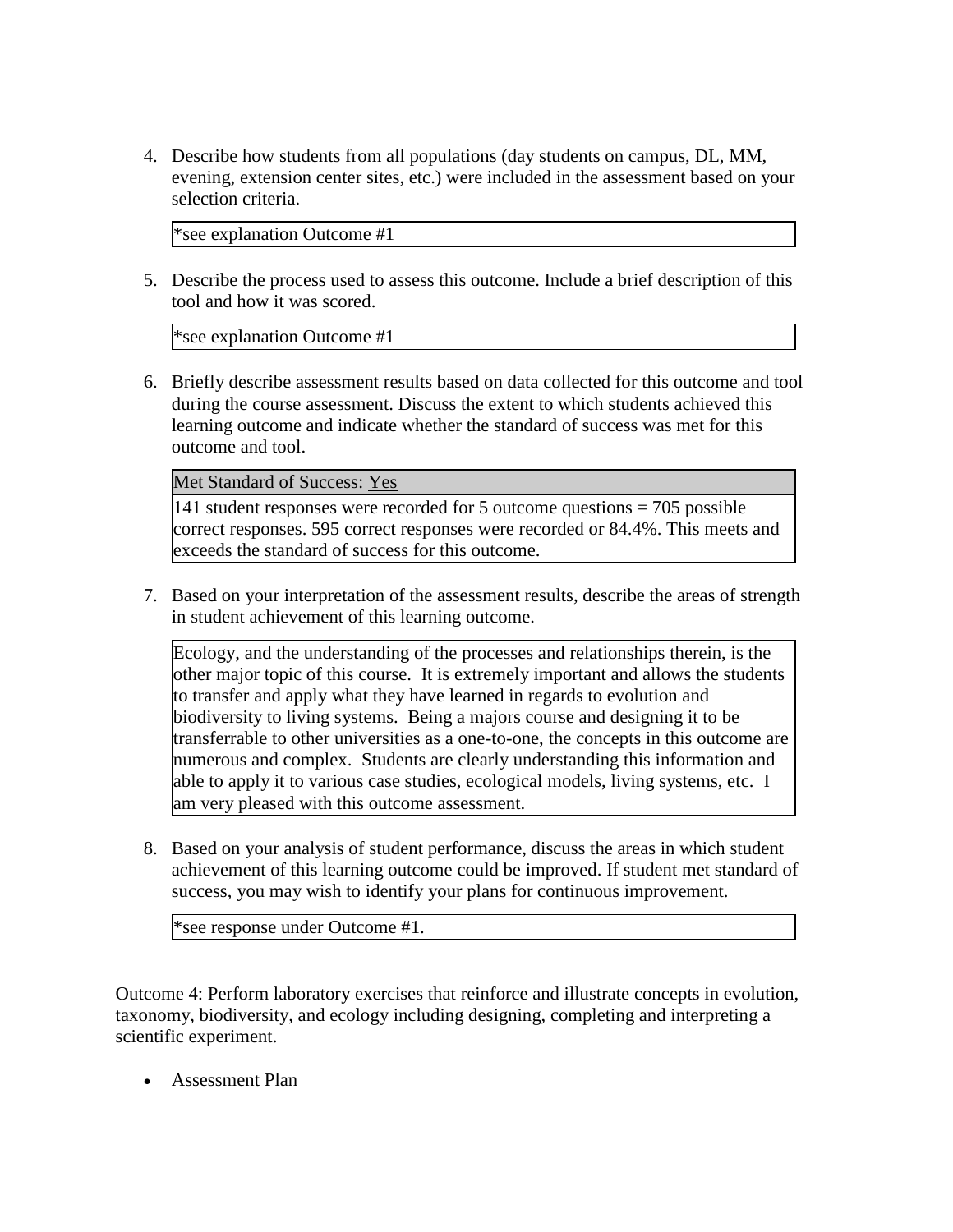4. Describe how students from all populations (day students on campus, DL, MM, evening, extension center sites, etc.) were included in the assessment based on your selection criteria.

   *see explanation Outcome #1

5. Describe the process used to assess this outcome. Include a brief description of this tool and how it was scored.

   *see explanation Outcome #1

6. Briefly describe assessment results based on data collected for this outcome and tool during the course assessment. Discuss the extent to which students achieved this learning outcome and indicate whether the standard of success was met for this outcome and tool.

   Met Standard of Success: Yes

   141 student responses were recorded for 5 outcome questions = 705 possible correct responses. 595 correct responses were recorded or 84.4%. This meets and exceeds the standard of success for this outcome.

7. Based on your interpretation of the assessment results, describe the areas of strength in student achievement of this learning outcome.

   Ecology, and the understanding of the processes and relationships therein, is the other major topic of this course. It is extremely important and allows the students to transfer and apply what they have learned in regards to evolution and biodiversity to living systems. Being a majors course and designing it to be transferrable to other universities as a one-to-one, the concepts in this outcome are numerous and complex. Students are clearly understanding this information and able to apply it to various case studies, ecological models, living systems, etc. I am very pleased with this outcome assessment.

8. Based on your analysis of student performance, discuss the areas in which student achievement of this learning outcome could be improved. If student met standard of success, you may wish to identify your plans for continuous improvement.

   *see response under Outcome #1.

Outcome 4: Perform laboratory exercises that reinforce and illustrate concepts in evolution, taxonomy, biodiversity, and ecology including designing, completing and interpreting a scientific experiment.

- Assessment Plan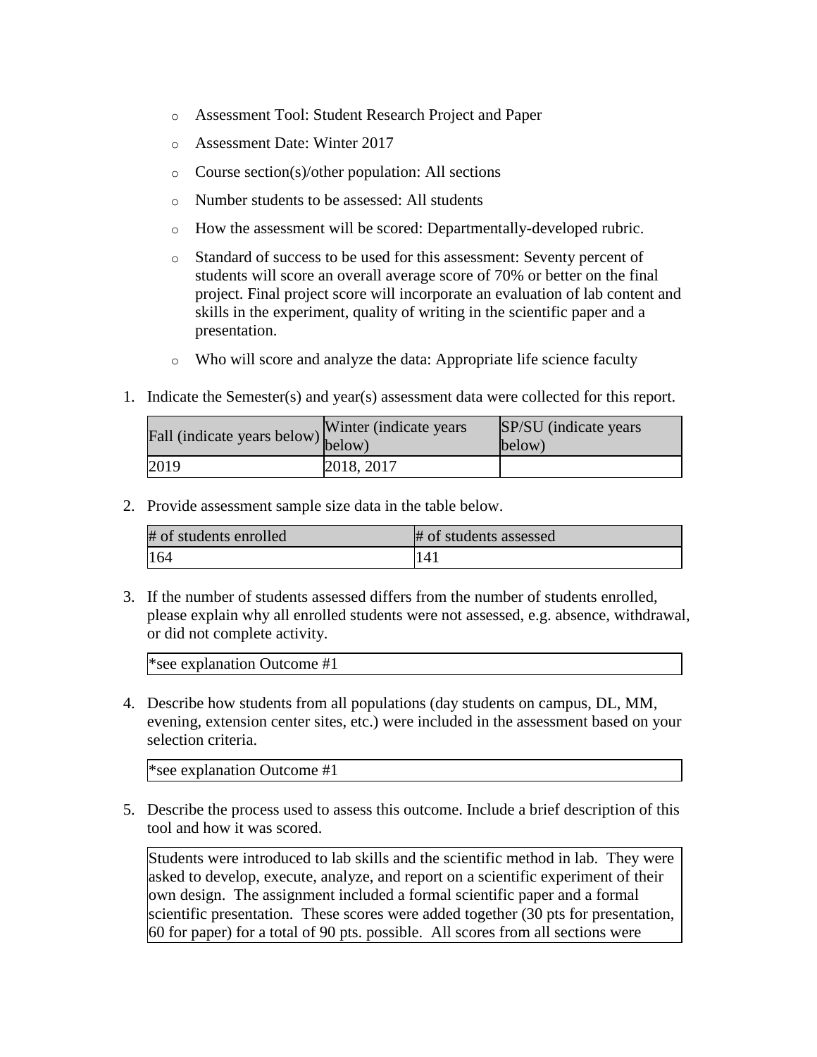- Assessment Tool: Student Research Project and Paper
- Assessment Date: Winter 2017
- Course section(s)/other population: All sections
- Number students to be assessed: All students
- How the assessment will be scored: Departmentally-developed rubric.
- Standard of success to be used for this assessment: Seventy percent of students will score an overall average score of 70% or better on the final project. Final project score will incorporate an evaluation of lab content and skills in the experiment, quality of writing in the scientific paper and a presentation.
- Who will score and analyze the data: Appropriate life science faculty

1. Indicate the Semester(s) and year(s) assessment data were collected for this report.

| Fall (indicate years below) | Winter (indicate years below) | SP/SU (indicate years below) |
|---|---|---|
| 2019 | 2018, 2017 | |

2. Provide assessment sample size data in the table below.

| # of students enrolled | # of students assessed |
|---|---|
| 164 | 141 |

3. If the number of students assessed differs from the number of students enrolled, please explain why all enrolled students were not assessed, e.g. absence, withdrawal, or did not complete activity.

| *see explanation Outcome #1 |
|---|

4. Describe how students from all populations (day students on campus, DL, MM, evening, extension center sites, etc.) were included in the assessment based on your selection criteria.

| *see explanation Outcome #1 |
|---|

5. Describe the process used to assess this outcome. Include a brief description of this tool and how it was scored.

| Students were introduced to lab skills and the scientific method in lab. They were asked to develop, execute, analyze, and report on a scientific experiment of their own design. The assignment included a formal scientific paper and a formal scientific presentation. These scores were added together (30 pts for presentation, 60 for paper) for a total of 90 pts. possible. All scores from all sections were |
|---|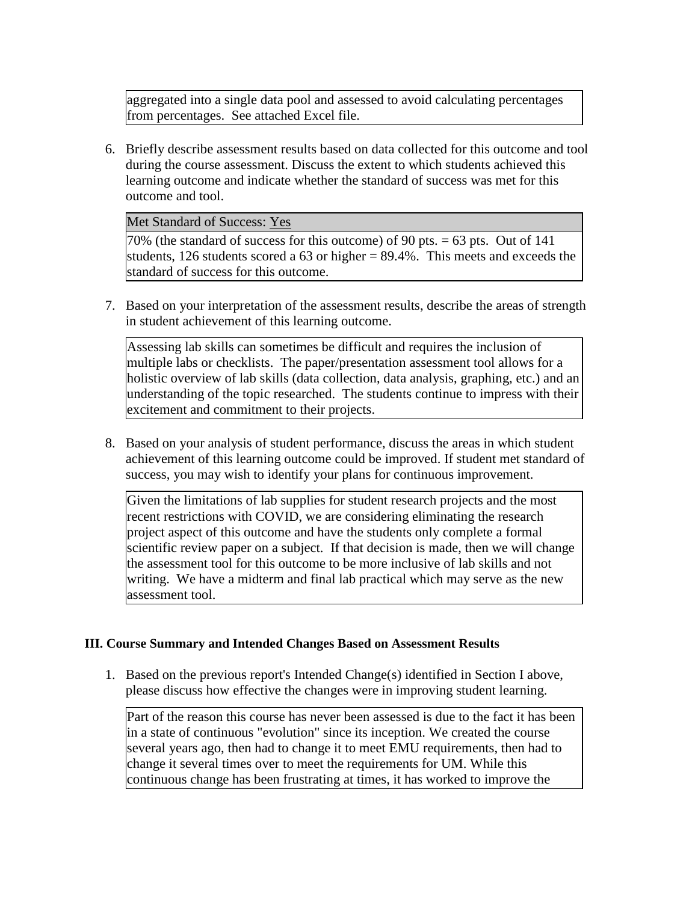aggregated into a single data pool and assessed to avoid calculating percentages from percentages. See attached Excel file.

6. Briefly describe assessment results based on data collected for this outcome and tool during the course assessment. Discuss the extent to which students achieved this learning outcome and indicate whether the standard of success was met for this outcome and tool.

| Met Standard of Success: Yes |
| --- |
| 70% (the standard of success for this outcome) of 90 pts. = 63 pts. Out of 141 students, 126 students scored a 63 or higher = 89.4%. This meets and exceeds the standard of success for this outcome. |

7. Based on your interpretation of the assessment results, describe the areas of strength in student achievement of this learning outcome.

   Assessing lab skills can sometimes be difficult and requires the inclusion of multiple labs or checklists. The paper/presentation assessment tool allows for a holistic overview of lab skills (data collection, data analysis, graphing, etc.) and an understanding of the topic researched. The students continue to impress with their excitement and commitment to their projects.

8. Based on your analysis of student performance, discuss the areas in which student achievement of this learning outcome could be improved. If student met standard of success, you may wish to identify your plans for continuous improvement.

   Given the limitations of lab supplies for student research projects and the most recent restrictions with COVID, we are considering eliminating the research project aspect of this outcome and have the students only complete a formal scientific review paper on a subject. If that decision is made, then we will change the assessment tool for this outcome to be more inclusive of lab skills and not writing. We have a midterm and final lab practical which may serve as the new assessment tool.

**III. Course Summary and Intended Changes Based on Assessment Results**

1. Based on the previous report's Intended Change(s) identified in Section I above, please discuss how effective the changes were in improving student learning.

   Part of the reason this course has never been assessed is due to the fact it has been in a state of continuous "evolution" since its inception. We created the course several years ago, then had to change it to meet EMU requirements, then had to change it several times over to meet the requirements for UM. While this continuous change has been frustrating at times, it has worked to improve the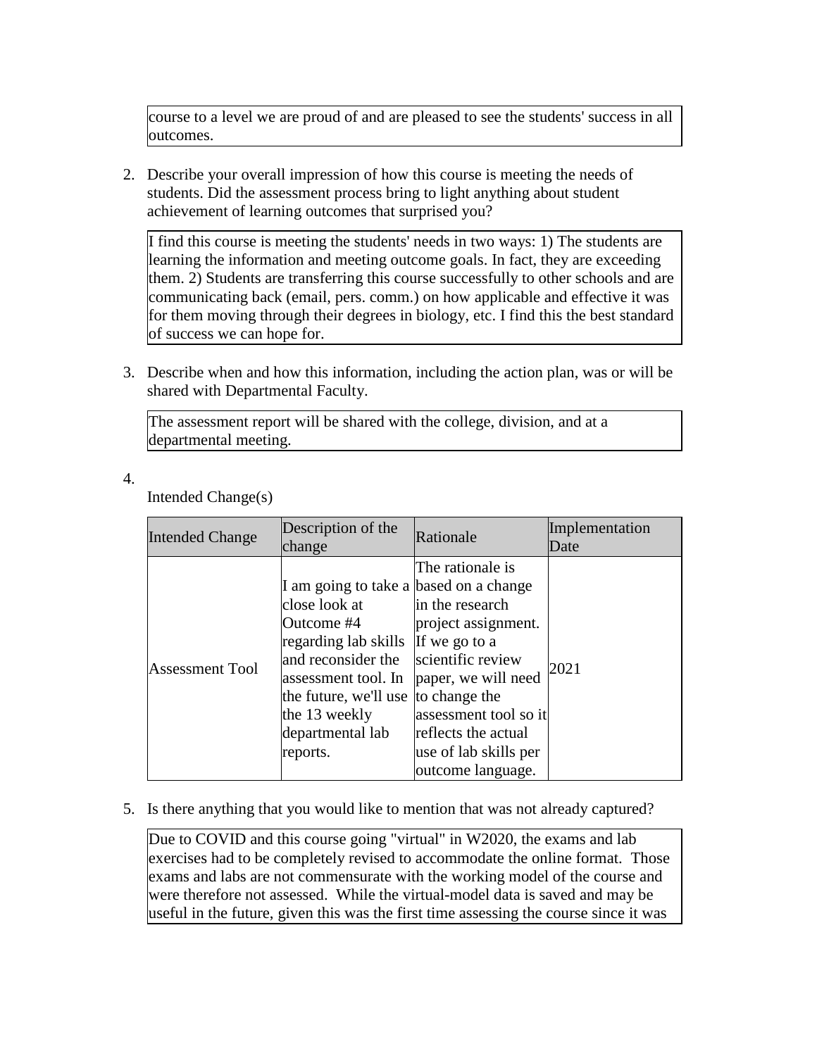course to a level we are proud of and are pleased to see the students' success in all outcomes.

2. Describe your overall impression of how this course is meeting the needs of students. Did the assessment process bring to light anything about student achievement of learning outcomes that surprised you?

   I find this course is meeting the students' needs in two ways: 1) The students are learning the information and meeting outcome goals. In fact, they are exceeding them. 2) Students are transferring this course successfully to other schools and are communicating back (email, pers. comm.) on how applicable and effective it was for them moving through their degrees in biology, etc. I find this the best standard of success we can hope for.

3. Describe when and how this information, including the action plan, was or will be shared with Departmental Faculty.

   The assessment report will be shared with the college, division, and at a departmental meeting.

4. Intended Change(s)

| Intended Change | Description of the change | Rationale | Implementation Date |
| --- | --- | --- | --- |
| Assessment Tool | I am going to take a close look at Outcome #4 regarding lab skills and reconsider the assessment tool. In the future, we'll use the 13 weekly departmental lab reports. | The rationale is based on a change in the research project assignment. If we go to a scientific review paper, we will need to change the assessment tool so it reflects the actual use of lab skills per outcome language. | 2021 |

5. Is there anything that you would like to mention that was not already captured?

   Due to COVID and this course going "virtual" in W2020, the exams and lab exercises had to be completely revised to accommodate the online format. Those exams and labs are not commensurate with the working model of the course and were therefore not assessed. While the virtual-model data is saved and may be useful in the future, given this was the first time assessing the course since it was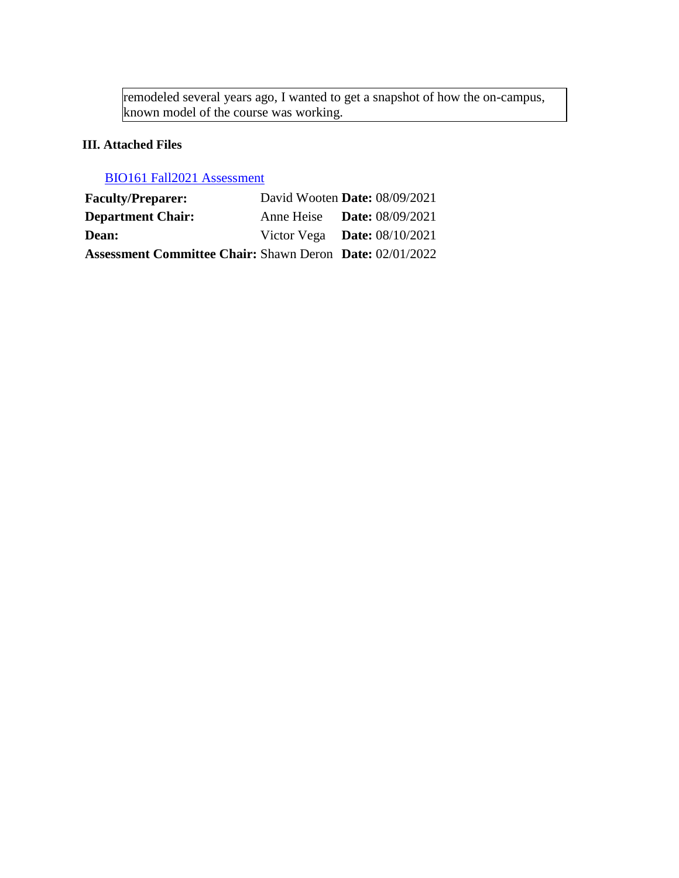remodeled several years ago, I wanted to get a snapshot of how the on-campus, known model of the course was working.

### III. Attached Files

BIO161 Fall2021 Assessment

| | | |
|---|---|---|
| **Faculty/Preparer:** | David Wooten | **Date:** 08/09/2021 |
| **Department Chair:** | Anne Heise | **Date:** 08/09/2021 |
| **Dean:** | Victor Vega | **Date:** 08/10/2021 |
| **Assessment Committee Chair:** | Shawn Deron | **Date:** 02/01/2022 |